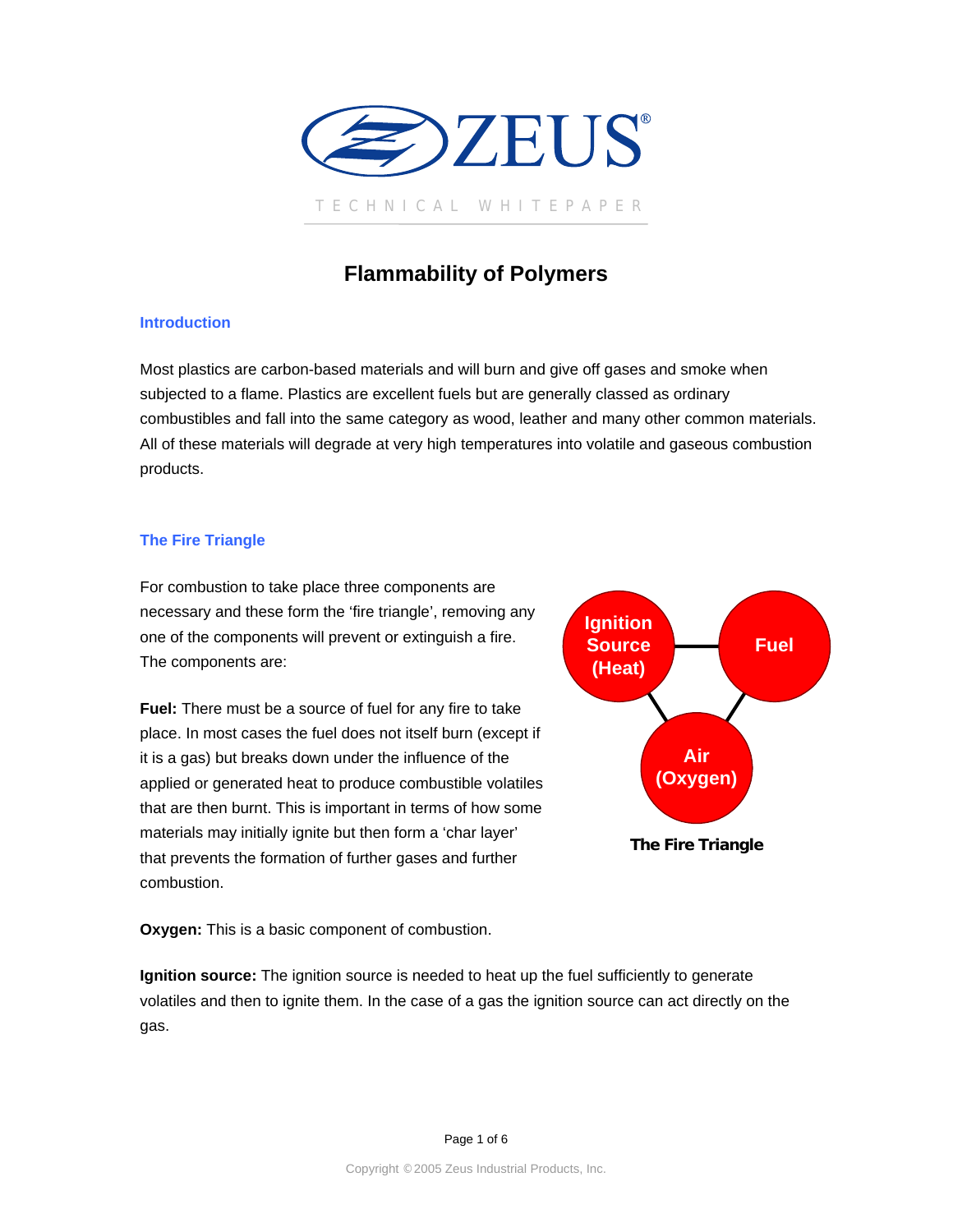ZEUS®

TECHNICAL WHITEPAPER

# Flammability of Polymers

## Introduction

Most plastics are carbon-based materials and will burn and give off gases and smoke when subjected to a flame. Plastics are excellent fuels but are generally classed as ordinary combustibles and fall into the same category as wood, leather and many other common materials. All of these materials will degrade at very high temperatures into volatile and gaseous combustion products.

## The Fire Triangle

For combustion to take place three components are necessary and these form the 'fire triangle', removing any one of the components will prevent or extinguish a fire. The components are:

**Fuel:** There must be a source of fuel for any fire to take place. In most cases the fuel does not itself burn (except if it is a gas) but breaks down under the influence of the applied or generated heat to produce combustible volatiles that are then burnt. This is important in terms of how some materials may initially ignite but then form a 'char layer' that prevents the formation of further gases and further combustion.

Ignition Source (Heat)

Fuel

Air (Oxygen)

The Fire Triangle

**Oxygen:** This is a basic component of combustion.

**Ignition source:** The ignition source is needed to heat up the fuel sufficiently to generate volatiles and then to ignite them. In the case of a gas the ignition source can act directly on the gas.

Copyright © 2005 Zeus Industrial Products, Inc.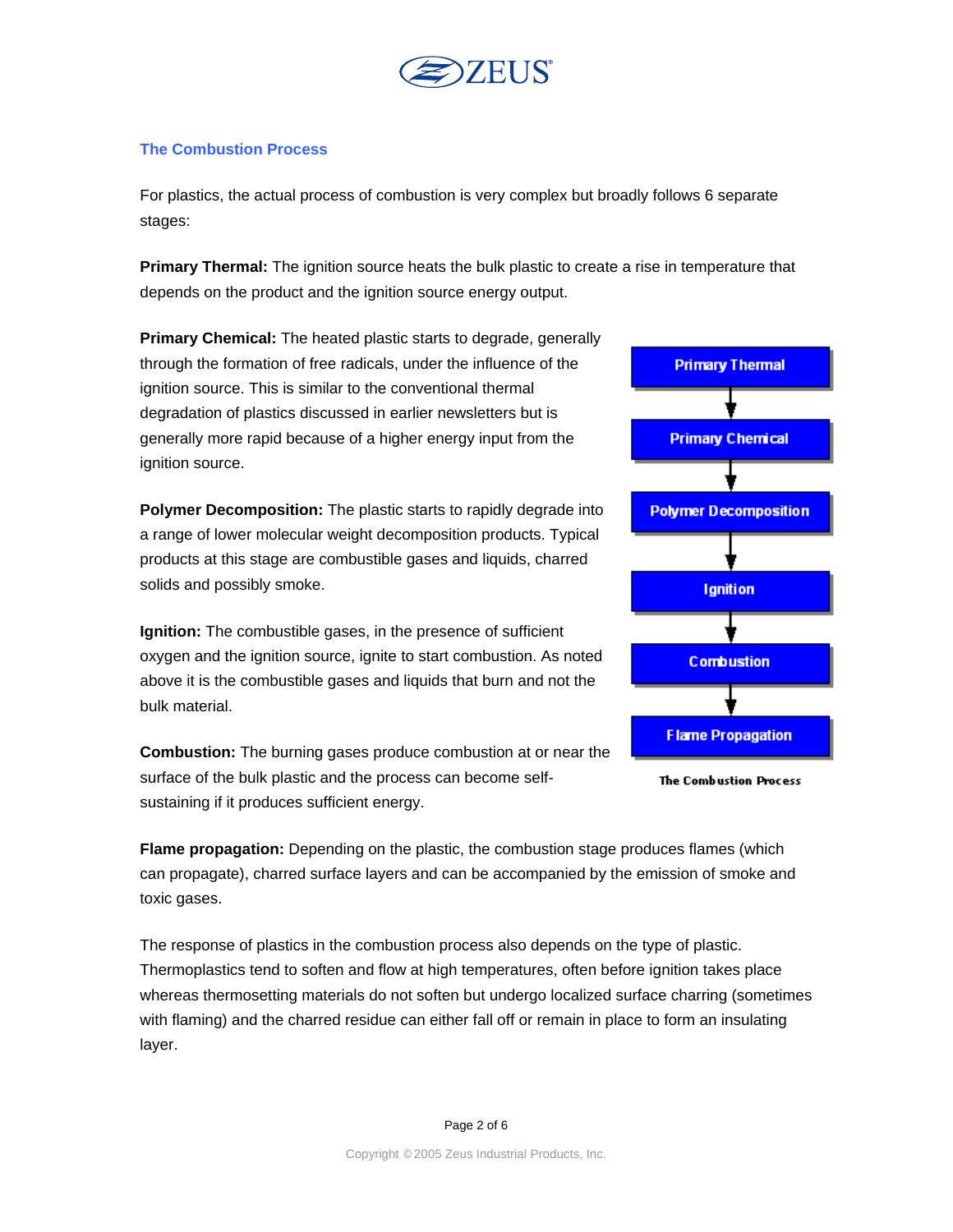## The Combustion Process

For plastics, the actual process of combustion is very complex but broadly follows 6 separate stages:

**Primary Thermal:** The ignition source heats the bulk plastic to create a rise in temperature that depends on the product and the ignition source energy output.

**Primary Chemical:** The heated plastic starts to degrade, generally through the formation of free radicals, under the influence of the ignition source. This is similar to the conventional thermal degradation of plastics discussed in earlier newsletters but is generally more rapid because of a higher energy input from the ignition source.

**Polymer Decomposition:** The plastic starts to rapidly degrade into a range of lower molecular weight decomposition products. Typical products at this stage are combustible gases and liquids, charred solids and possibly smoke.

**Ignition:** The combustible gases, in the presence of sufficient oxygen and the ignition source, ignite to start combustion. As noted above it is the combustible gases and liquids that burn and not the bulk material.

**Combustion:** The burning gases produce combustion at or near the surface of the bulk plastic and the process can become self-sustaining if it produces sufficient energy.

Primary Thermal
Primary Chemical
Polymer Decomposition
Ignition
Combustion
Flame Propagation

The Combustion Process

**Flame propagation:** Depending on the plastic, the combustion stage produces flames (which can propagate), charred surface layers and can be accompanied by the emission of smoke and toxic gases.

The response of plastics in the combustion process also depends on the type of plastic. Thermoplastics tend to soften and flow at high temperatures, often before ignition takes place whereas thermosetting materials do not soften but undergo localized surface charring (sometimes with flaming) and the charred residue can either fall off or remain in place to form an insulating layer.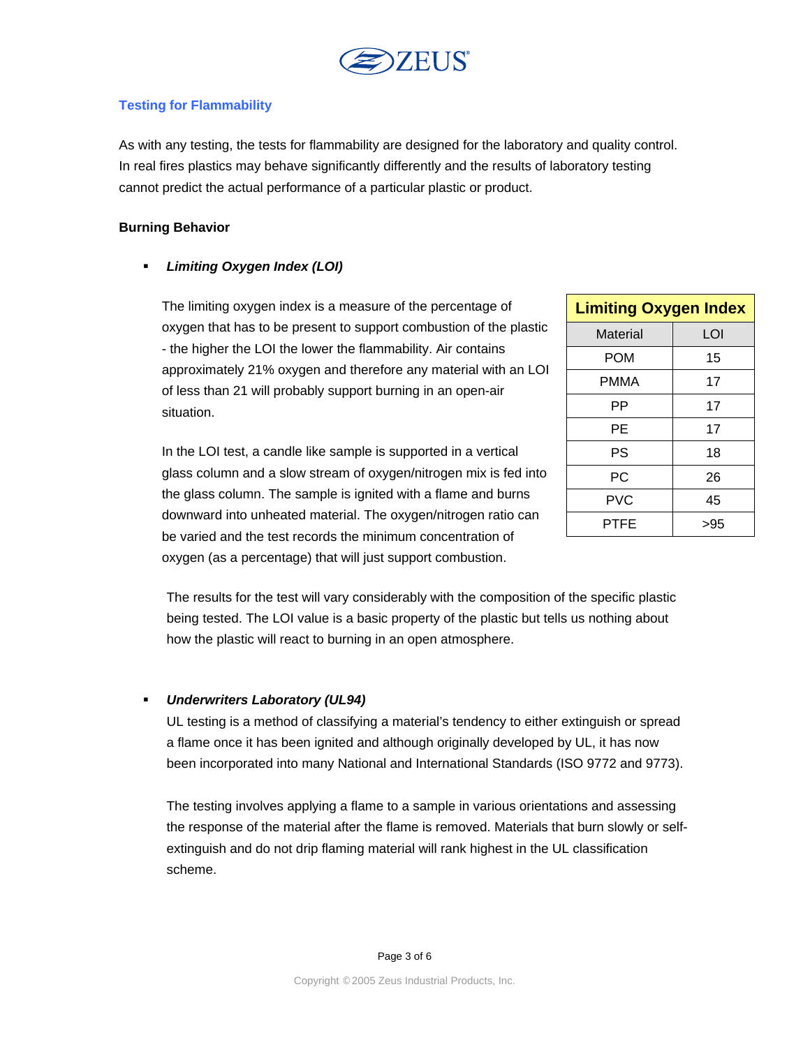## Testing for Flammability

As with any testing, the tests for flammability are designed for the laboratory and quality control. In real fires plastics may behave significantly differently and the results of laboratory testing cannot predict the actual performance of a particular plastic or product.

### Burning Behavior

- ***Limiting Oxygen Index (LOI)***

  The limiting oxygen index is a measure of the percentage of oxygen that has to be present to support combustion of the plastic - the higher the LOI the lower the flammability. Air contains approximately 21% oxygen and therefore any material with an LOI of less than 21 will probably support burning in an open-air situation.

  In the LOI test, a candle like sample is supported in a vertical glass column and a slow stream of oxygen/nitrogen mix is fed into the glass column. The sample is ignited with a flame and burns downward into unheated material. The oxygen/nitrogen ratio can be varied and the test records the minimum concentration of oxygen (as a percentage) that will just support combustion.

  | Limiting Oxygen Index | |
  |---|---|
  | Material | LOI |
  | POM | 15 |
  | PMMA | 17 |
  | PP | 17 |
  | PE | 17 |
  | PS | 18 |
  | PC | 26 |
  | PVC | 45 |
  | PTFE | >95 |

  The results for the test will vary considerably with the composition of the specific plastic being tested. The LOI value is a basic property of the plastic but tells us nothing about how the plastic will react to burning in an open atmosphere.

- ***Underwriters Laboratory (UL94)***

  UL testing is a method of classifying a material's tendency to either extinguish or spread a flame once it has been ignited and although originally developed by UL, it has now been incorporated into many National and International Standards (ISO 9772 and 9773).

  The testing involves applying a flame to a sample in various orientations and assessing the response of the material after the flame is removed. Materials that burn slowly or self-extinguish and do not drip flaming material will rank highest in the UL classification scheme.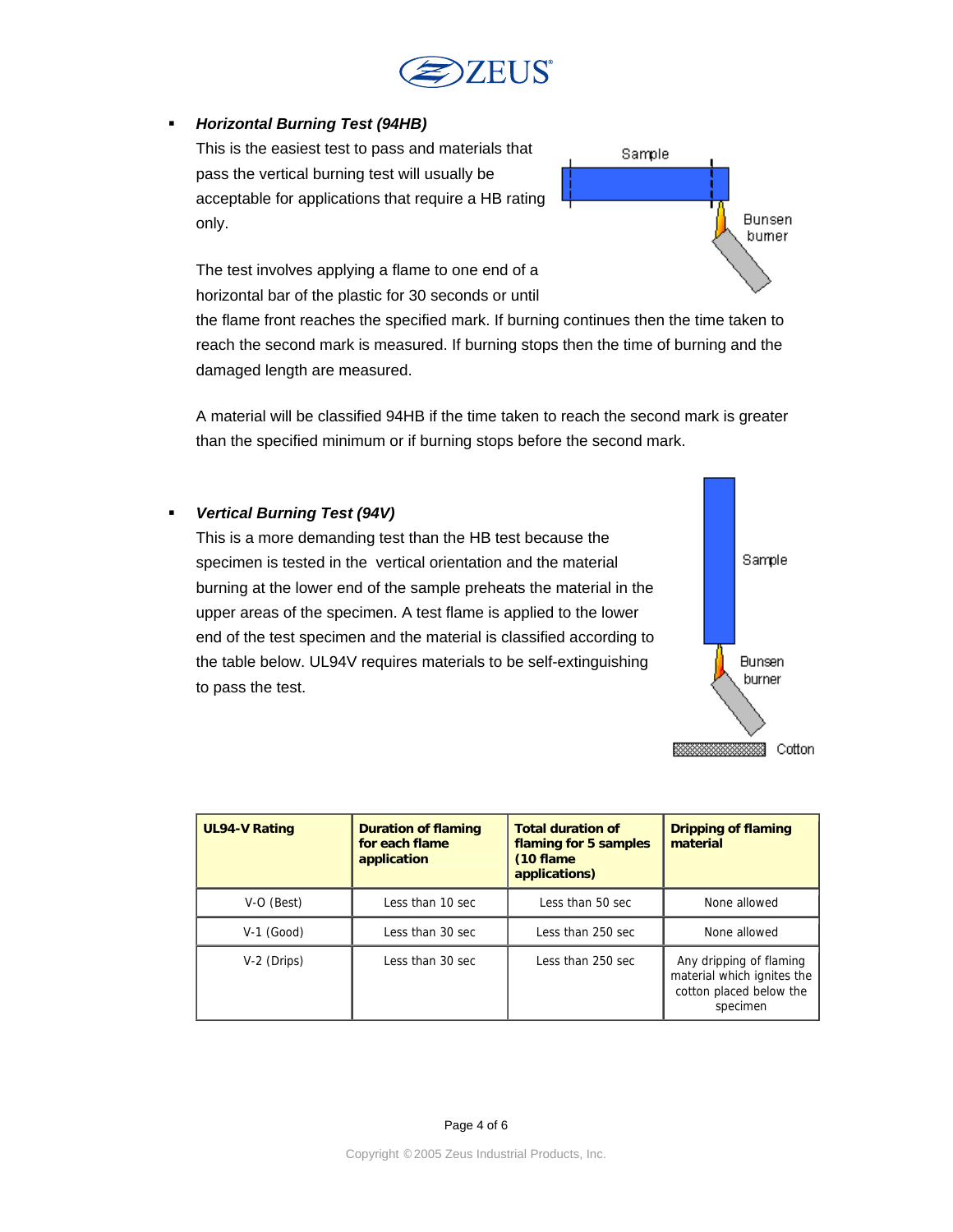- ***Horizontal Burning Test (94HB)***

  This is the easiest test to pass and materials that pass the vertical burning test will usually be acceptable for applications that require a HB rating only.

  Sample

  Bunsen burner

  The test involves applying a flame to one end of a horizontal bar of the plastic for 30 seconds or until the flame front reaches the specified mark. If burning continues then the time taken to reach the second mark is measured. If burning stops then the time of burning and the damaged length are measured.

  A material will be classified 94HB if the time taken to reach the second mark is greater than the specified minimum or if burning stops before the second mark.

- ***Vertical Burning Test (94V)***

  This is a more demanding test than the HB test because the specimen is tested in the vertical orientation and the material burning at the lower end of the sample preheats the material in the upper areas of the specimen. A test flame is applied to the lower end of the test specimen and the material is classified according to the table below. UL94V requires materials to be self-extinguishing to pass the test.

  Sample

  Bunsen burner

  Cotton

| UL94-V Rating | Duration of flaming for each flame application | Total duration of flaming for 5 samples (10 flame applications) | Dripping of flaming material |
|---|---|---|---|
| V-O (Best) | Less than 10 sec | Less than 50 sec | None allowed |
| V-1 (Good) | Less than 30 sec | Less than 250 sec | None allowed |
| V-2 (Drips) | Less than 30 sec | Less than 250 sec | Any dripping of flaming material which ignites the cotton placed below the specimen |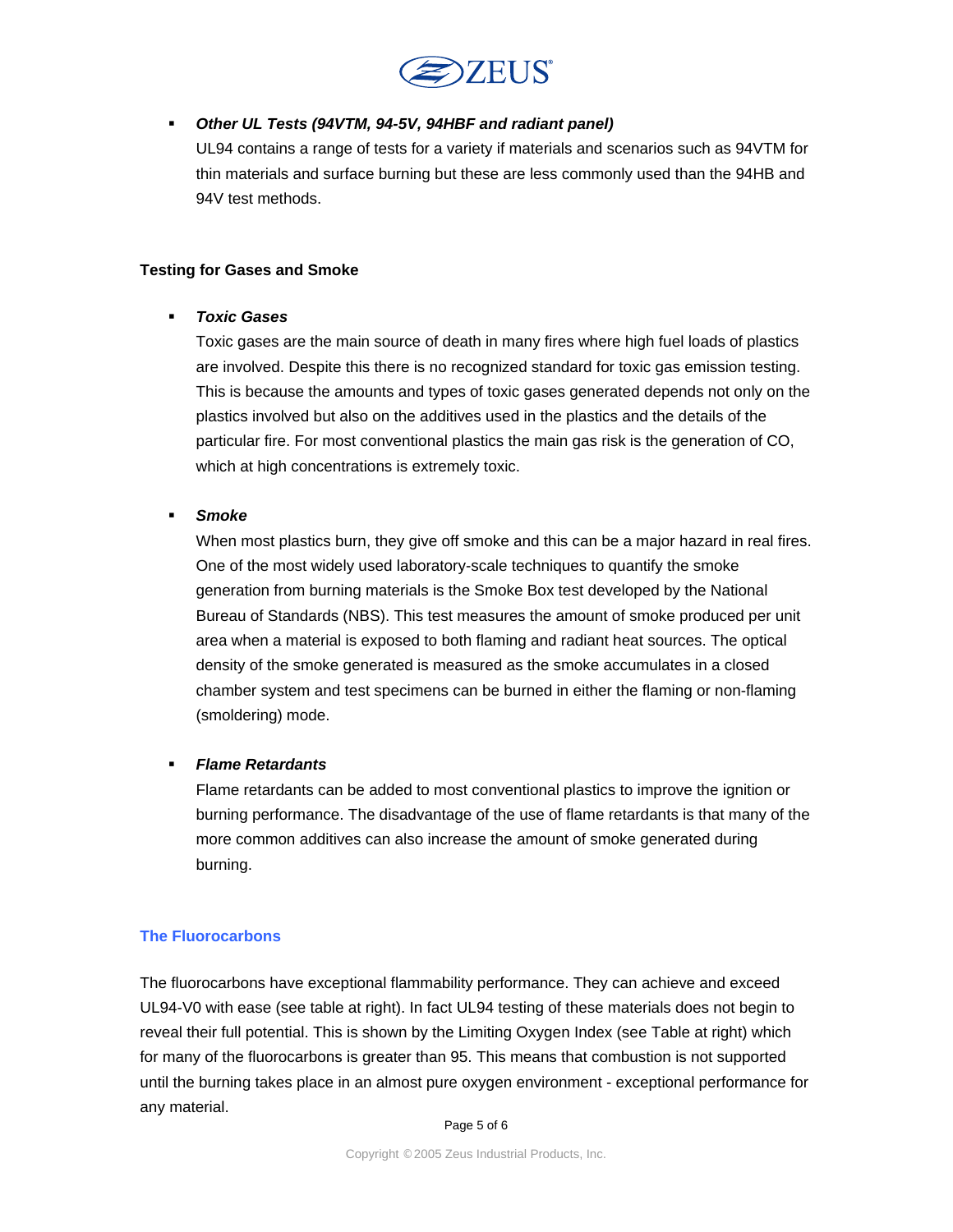- ***Other UL Tests (94VTM, 94-5V, 94HBF and radiant panel)***

  UL94 contains a range of tests for a variety if materials and scenarios such as 94VTM for thin materials and surface burning but these are less commonly used than the 94HB and 94V test methods.

**Testing for Gases and Smoke**

- ***Toxic Gases***

  Toxic gases are the main source of death in many fires where high fuel loads of plastics are involved. Despite this there is no recognized standard for toxic gas emission testing. This is because the amounts and types of toxic gases generated depends not only on the plastics involved but also on the additives used in the plastics and the details of the particular fire. For most conventional plastics the main gas risk is the generation of CO, which at high concentrations is extremely toxic.

- ***Smoke***

  When most plastics burn, they give off smoke and this can be a major hazard in real fires. One of the most widely used laboratory-scale techniques to quantify the smoke generation from burning materials is the Smoke Box test developed by the National Bureau of Standards (NBS). This test measures the amount of smoke produced per unit area when a material is exposed to both flaming and radiant heat sources. The optical density of the smoke generated is measured as the smoke accumulates in a closed chamber system and test specimens can be burned in either the flaming or non-flaming (smoldering) mode.

- ***Flame Retardants***

  Flame retardants can be added to most conventional plastics to improve the ignition or burning performance. The disadvantage of the use of flame retardants is that many of the more common additives can also increase the amount of smoke generated during burning.

## The Fluorocarbons

The fluorocarbons have exceptional flammability performance. They can achieve and exceed UL94-V0 with ease (see table at right). In fact UL94 testing of these materials does not begin to reveal their full potential. This is shown by the Limiting Oxygen Index (see Table at right) which for many of the fluorocarbons is greater than 95. This means that combustion is not supported until the burning takes place in an almost pure oxygen environment - exceptional performance for any material.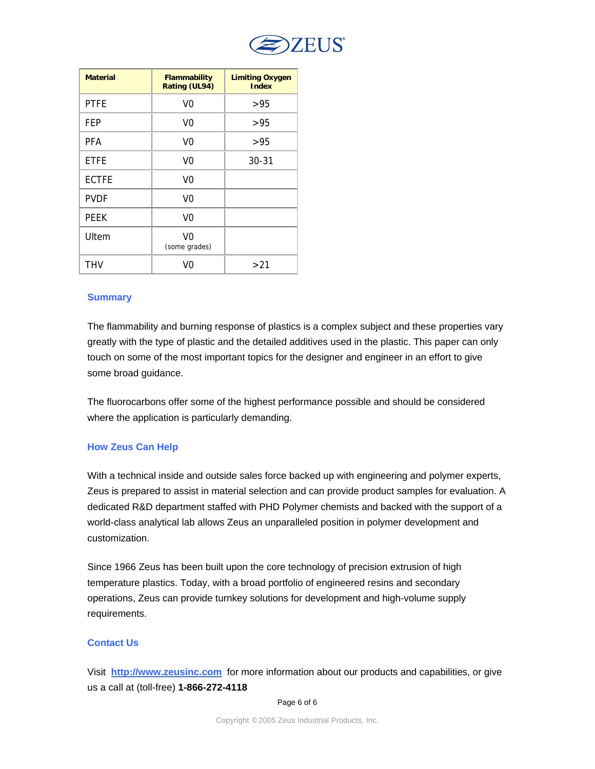| Material | Flammability Rating (UL94) | Limiting Oxygen Index |
|---|---|---|
| PTFE | V0 | >95 |
| FEP | V0 | >95 |
| PFA | V0 | >95 |
| ETFE | V0 | 30-31 |
| ECTFE | V0 | |
| PVDF | V0 | |
| PEEK | V0 | |
| Ultem | V0 (some grades) | |
| THV | V0 | >21 |

## Summary

The flammability and burning response of plastics is a complex subject and these properties vary greatly with the type of plastic and the detailed additives used in the plastic. This paper can only touch on some of the most important topics for the designer and engineer in an effort to give some broad guidance.

The fluorocarbons offer some of the highest performance possible and should be considered where the application is particularly demanding.

## How Zeus Can Help

With a technical inside and outside sales force backed up with engineering and polymer experts, Zeus is prepared to assist in material selection and can provide product samples for evaluation. A dedicated R&D department staffed with PHD Polymer chemists and backed with the support of a world-class analytical lab allows Zeus an unparalleled position in polymer development and customization.

Since 1966 Zeus has been built upon the core technology of precision extrusion of high temperature plastics. Today, with a broad portfolio of engineered resins and secondary operations, Zeus can provide turnkey solutions for development and high-volume supply requirements.

## Contact Us

Visit **http://www.zeusinc.com** for more information about our products and capabilities, or give us a call at (toll-free) **1-866-272-4118**

Copyright © 2005 Zeus Industrial Products, Inc.